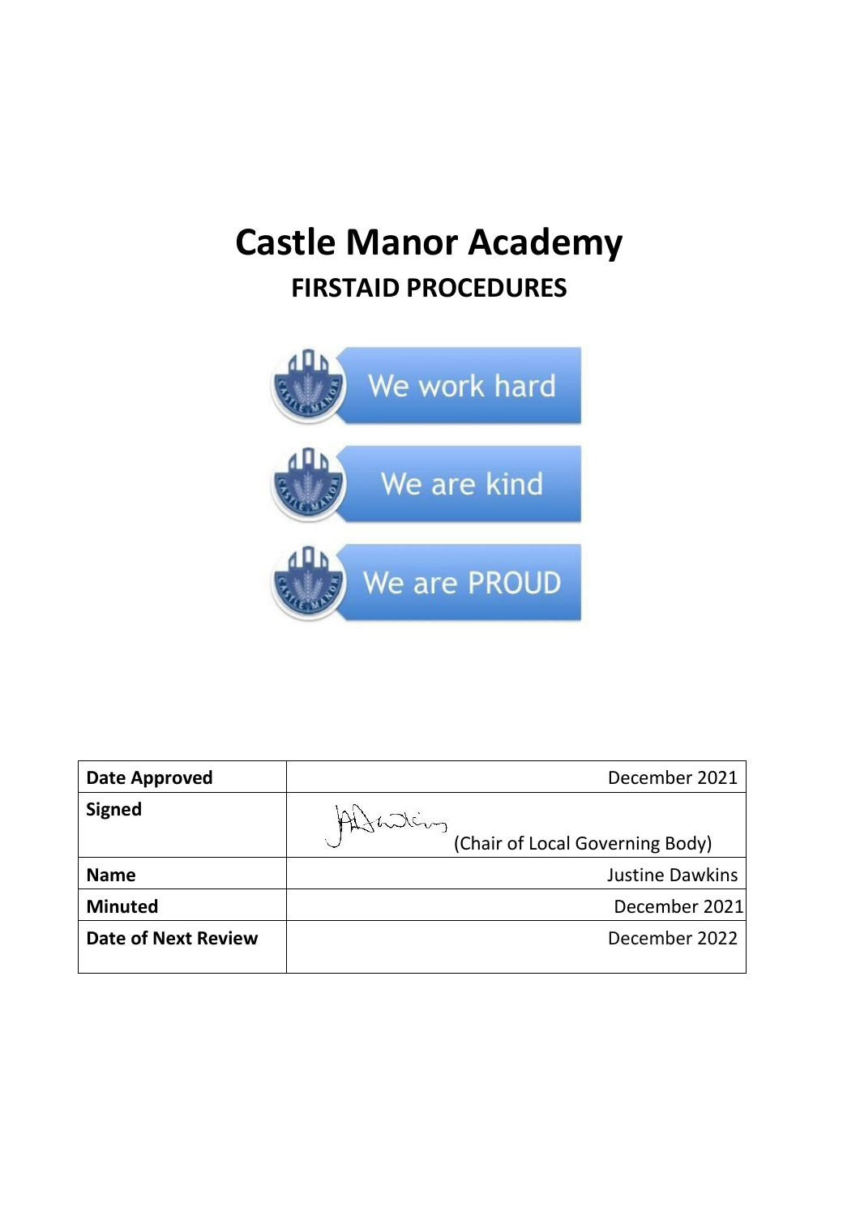# Castle Manor Academy

## FIRSTAID PROCEDURES

We work hard

We are kind

We are PROUD

| Date Approved | December 2021 |
|---|---|
| Signed | (Chair of Local Governing Body) |
| Name | Justine Dawkins |
| Minuted | December 2021 |
| Date of Next Review | December 2022 |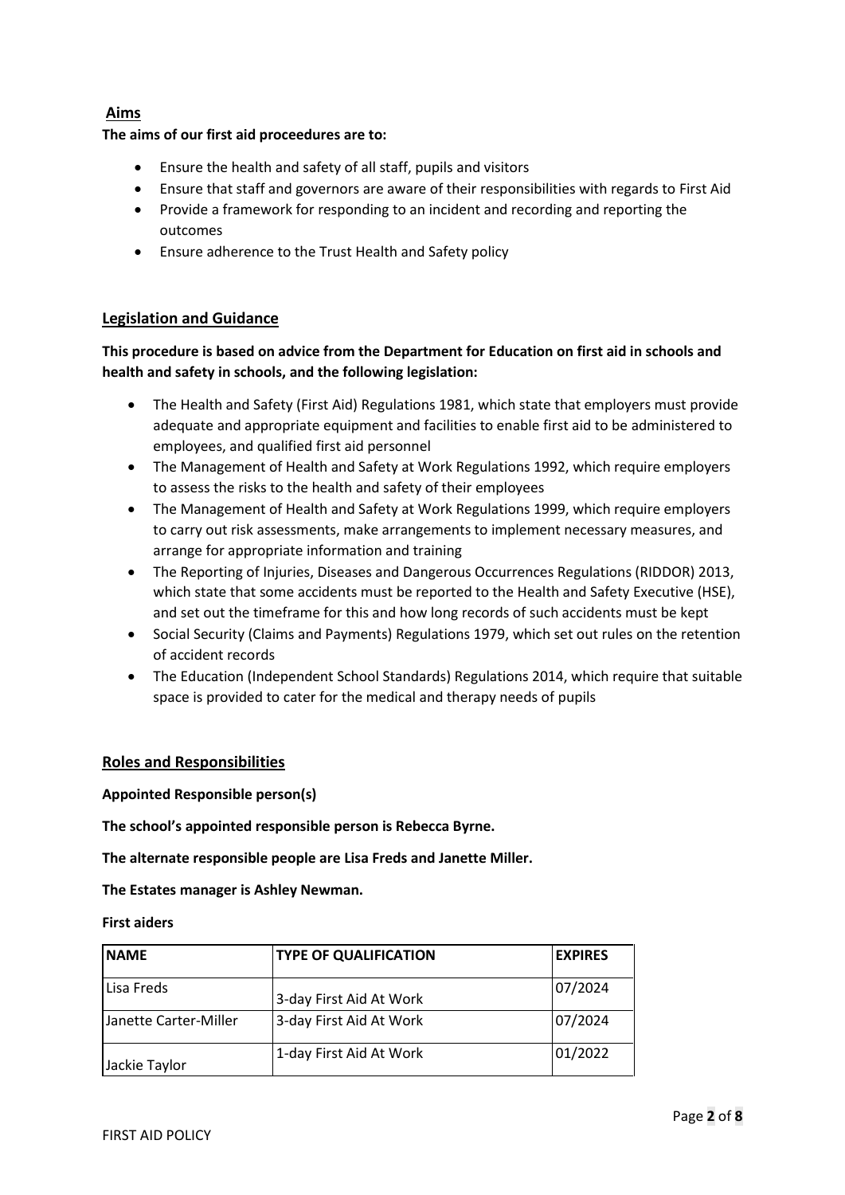## Aims

**The aims of our first aid proceedures are to:**

- Ensure the health and safety of all staff, pupils and visitors
- Ensure that staff and governors are aware of their responsibilities with regards to First Aid
- Provide a framework for responding to an incident and recording and reporting the outcomes
- Ensure adherence to the Trust Health and Safety policy

## Legislation and Guidance

**This procedure is based on advice from the Department for Education on first aid in schools and health and safety in schools, and the following legislation:**

- The Health and Safety (First Aid) Regulations 1981, which state that employers must provide adequate and appropriate equipment and facilities to enable first aid to be administered to employees, and qualified first aid personnel
- The Management of Health and Safety at Work Regulations 1992, which require employers to assess the risks to the health and safety of their employees
- The Management of Health and Safety at Work Regulations 1999, which require employers to carry out risk assessments, make arrangements to implement necessary measures, and arrange for appropriate information and training
- The Reporting of Injuries, Diseases and Dangerous Occurrences Regulations (RIDDOR) 2013, which state that some accidents must be reported to the Health and Safety Executive (HSE), and set out the timeframe for this and how long records of such accidents must be kept
- Social Security (Claims and Payments) Regulations 1979, which set out rules on the retention of accident records
- The Education (Independent School Standards) Regulations 2014, which require that suitable space is provided to cater for the medical and therapy needs of pupils

## Roles and Responsibilities

**Appointed Responsible person(s)**

**The school's appointed responsible person is Rebecca Byrne.**

**The alternate responsible people are Lisa Freds and Janette Miller.**

**The Estates manager is Ashley Newman.**

**First aiders**

| NAME | TYPE OF QUALIFICATION | EXPIRES |
|---|---|---|
| Lisa Freds | 3-day First Aid At Work | 07/2024 |
| Janette Carter-Miller | 3-day First Aid At Work | 07/2024 |
| Jackie Taylor | 1-day First Aid At Work | 01/2022 |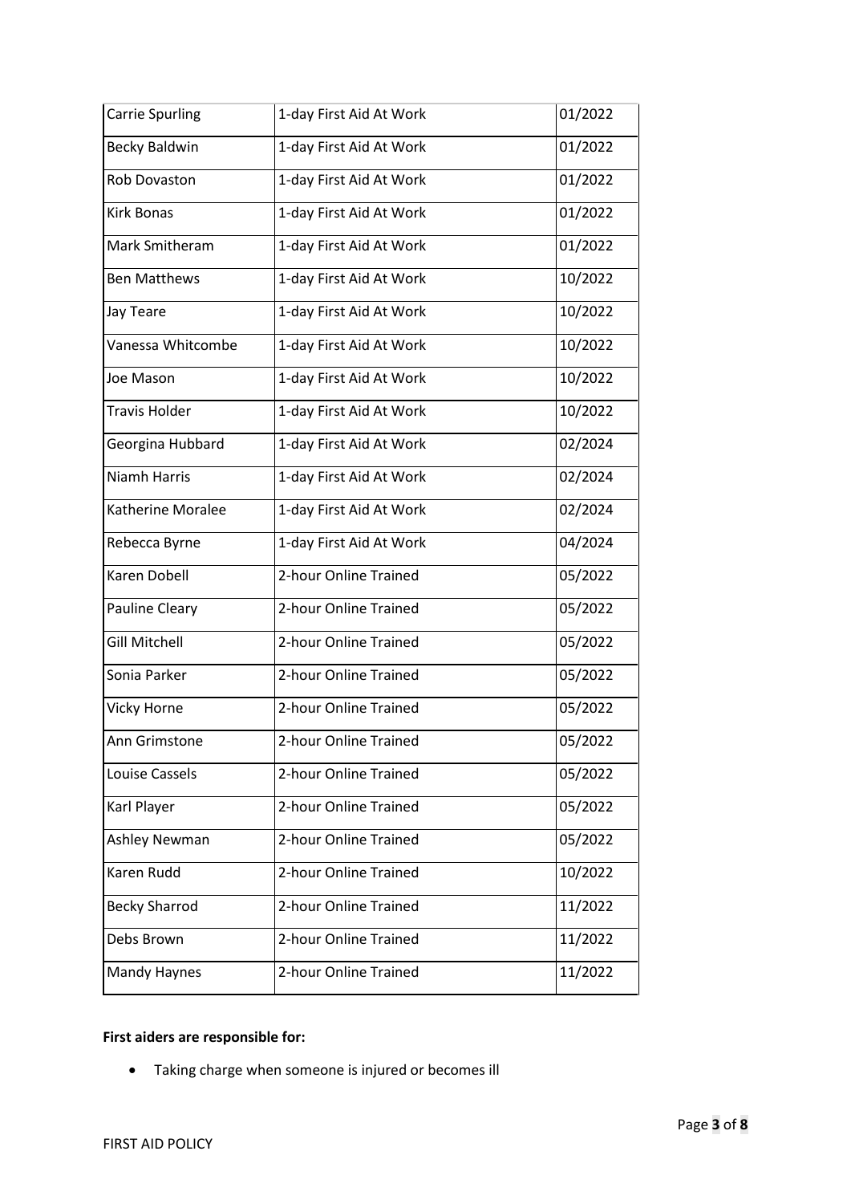| Carrie Spurling | 1-day First Aid At Work | 01/2022 |
|---|---|---|
| Becky Baldwin | 1-day First Aid At Work | 01/2022 |
| Rob Dovaston | 1-day First Aid At Work | 01/2022 |
| Kirk Bonas | 1-day First Aid At Work | 01/2022 |
| Mark Smitheram | 1-day First Aid At Work | 01/2022 |
| Ben Matthews | 1-day First Aid At Work | 10/2022 |
| Jay Teare | 1-day First Aid At Work | 10/2022 |
| Vanessa Whitcombe | 1-day First Aid At Work | 10/2022 |
| Joe Mason | 1-day First Aid At Work | 10/2022 |
| Travis Holder | 1-day First Aid At Work | 10/2022 |
| Georgina Hubbard | 1-day First Aid At Work | 02/2024 |
| Niamh Harris | 1-day First Aid At Work | 02/2024 |
| Katherine Moralee | 1-day First Aid At Work | 02/2024 |
| Rebecca Byrne | 1-day First Aid At Work | 04/2024 |
| Karen Dobell | 2-hour Online Trained | 05/2022 |
| Pauline Cleary | 2-hour Online Trained | 05/2022 |
| Gill Mitchell | 2-hour Online Trained | 05/2022 |
| Sonia Parker | 2-hour Online Trained | 05/2022 |
| Vicky Horne | 2-hour Online Trained | 05/2022 |
| Ann Grimstone | 2-hour Online Trained | 05/2022 |
| Louise Cassels | 2-hour Online Trained | 05/2022 |
| Karl Player | 2-hour Online Trained | 05/2022 |
| Ashley Newman | 2-hour Online Trained | 05/2022 |
| Karen Rudd | 2-hour Online Trained | 10/2022 |
| Becky Sharrod | 2-hour Online Trained | 11/2022 |
| Debs Brown | 2-hour Online Trained | 11/2022 |
| Mandy Haynes | 2-hour Online Trained | 11/2022 |

**First aiders are responsible for:**

- Taking charge when someone is injured or becomes ill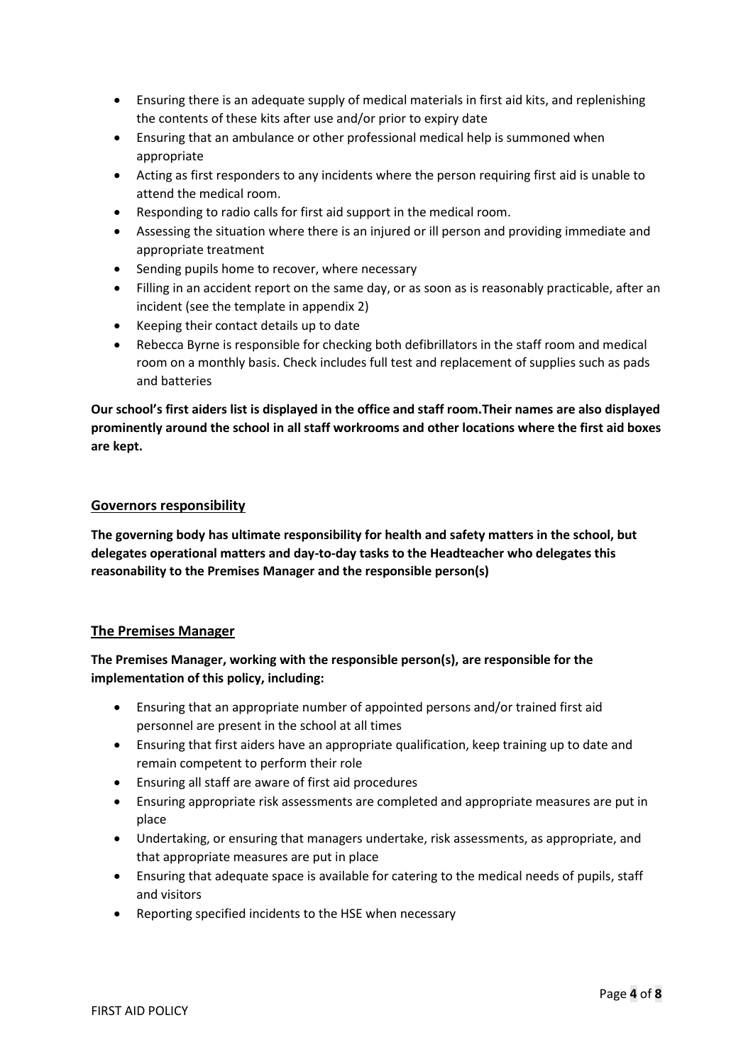- Ensuring there is an adequate supply of medical materials in first aid kits, and replenishing the contents of these kits after use and/or prior to expiry date
- Ensuring that an ambulance or other professional medical help is summoned when appropriate
- Acting as first responders to any incidents where the person requiring first aid is unable to attend the medical room.
- Responding to radio calls for first aid support in the medical room.
- Assessing the situation where there is an injured or ill person and providing immediate and appropriate treatment
- Sending pupils home to recover, where necessary
- Filling in an accident report on the same day, or as soon as is reasonably practicable, after an incident (see the template in appendix 2)
- Keeping their contact details up to date
- Rebecca Byrne is responsible for checking both defibrillators in the staff room and medical room on a monthly basis. Check includes full test and replacement of supplies such as pads and batteries

**Our school's first aiders list is displayed in the office and staff room.Their names are also displayed prominently around the school in all staff workrooms and other locations where the first aid boxes are kept.**

## Governors responsibility

**The governing body has ultimate responsibility for health and safety matters in the school, but delegates operational matters and day-to-day tasks to the Headteacher who delegates this reasonability to the Premises Manager and the responsible person(s)**

## The Premises Manager

**The Premises Manager, working with the responsible person(s), are responsible for the implementation of this policy, including:**

- Ensuring that an appropriate number of appointed persons and/or trained first aid personnel are present in the school at all times
- Ensuring that first aiders have an appropriate qualification, keep training up to date and remain competent to perform their role
- Ensuring all staff are aware of first aid procedures
- Ensuring appropriate risk assessments are completed and appropriate measures are put in place
- Undertaking, or ensuring that managers undertake, risk assessments, as appropriate, and that appropriate measures are put in place
- Ensuring that adequate space is available for catering to the medical needs of pupils, staff and visitors
- Reporting specified incidents to the HSE when necessary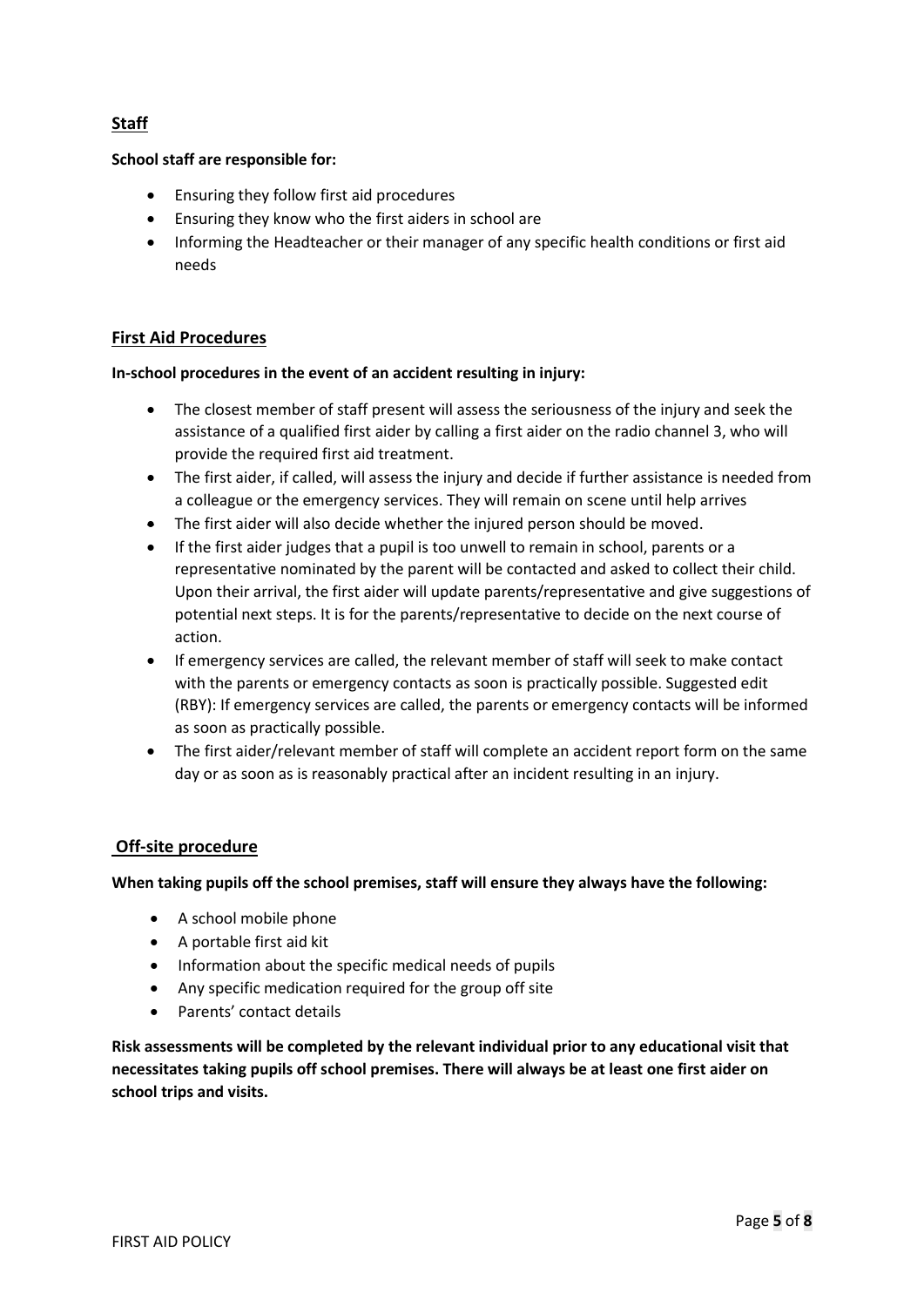## Staff

**School staff are responsible for:**

- Ensuring they follow first aid procedures
- Ensuring they know who the first aiders in school are
- Informing the Headteacher or their manager of any specific health conditions or first aid needs

## First Aid Procedures

**In-school procedures in the event of an accident resulting in injury:**

- The closest member of staff present will assess the seriousness of the injury and seek the assistance of a qualified first aider by calling a first aider on the radio channel 3, who will provide the required first aid treatment.
- The first aider, if called, will assess the injury and decide if further assistance is needed from a colleague or the emergency services. They will remain on scene until help arrives
- The first aider will also decide whether the injured person should be moved.
- If the first aider judges that a pupil is too unwell to remain in school, parents or a representative nominated by the parent will be contacted and asked to collect their child. Upon their arrival, the first aider will update parents/representative and give suggestions of potential next steps. It is for the parents/representative to decide on the next course of action.
- If emergency services are called, the relevant member of staff will seek to make contact with the parents or emergency contacts as soon is practically possible. Suggested edit (RBY): If emergency services are called, the parents or emergency contacts will be informed as soon as practically possible.
- The first aider/relevant member of staff will complete an accident report form on the same day or as soon as is reasonably practical after an incident resulting in an injury.

## Off-site procedure

**When taking pupils off the school premises, staff will ensure they always have the following:**

- A school mobile phone
- A portable first aid kit
- Information about the specific medical needs of pupils
- Any specific medication required for the group off site
- Parents' contact details

**Risk assessments will be completed by the relevant individual prior to any educational visit that necessitates taking pupils off school premises. There will always be at least one first aider on school trips and visits.**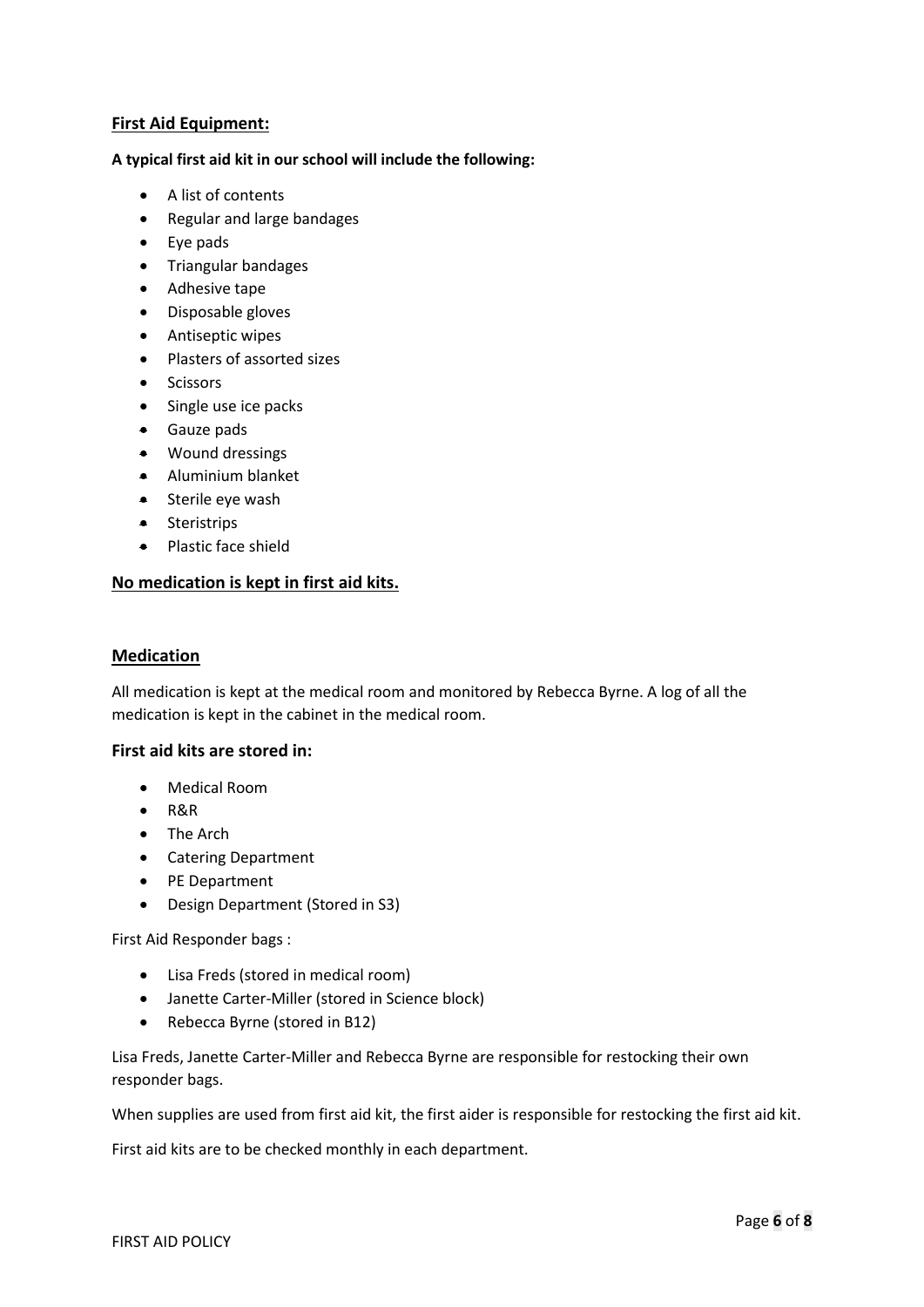## First Aid Equipment:

**A typical first aid kit in our school will include the following:**

- A list of contents
- Regular and large bandages
- Eye pads
- Triangular bandages
- Adhesive tape
- Disposable gloves
- Antiseptic wipes
- Plasters of assorted sizes
- Scissors
- Single use ice packs
- Gauze pads
- Wound dressings
- Aluminium blanket
- Sterile eye wash
- Steristrips
- Plastic face shield

**No medication is kept in first aid kits.**

## Medication

All medication is kept at the medical room and monitored by Rebecca Byrne. A log of all the medication is kept in the cabinet in the medical room.

### First aid kits are stored in:

- Medical Room
- R&R
- The Arch
- Catering Department
- PE Department
- Design Department (Stored in S3)

First Aid Responder bags :

- Lisa Freds (stored in medical room)
- Janette Carter-Miller (stored in Science block)
- Rebecca Byrne (stored in B12)

Lisa Freds, Janette Carter-Miller and Rebecca Byrne are responsible for restocking their own responder bags.

When supplies are used from first aid kit, the first aider is responsible for restocking the first aid kit.

First aid kits are to be checked monthly in each department.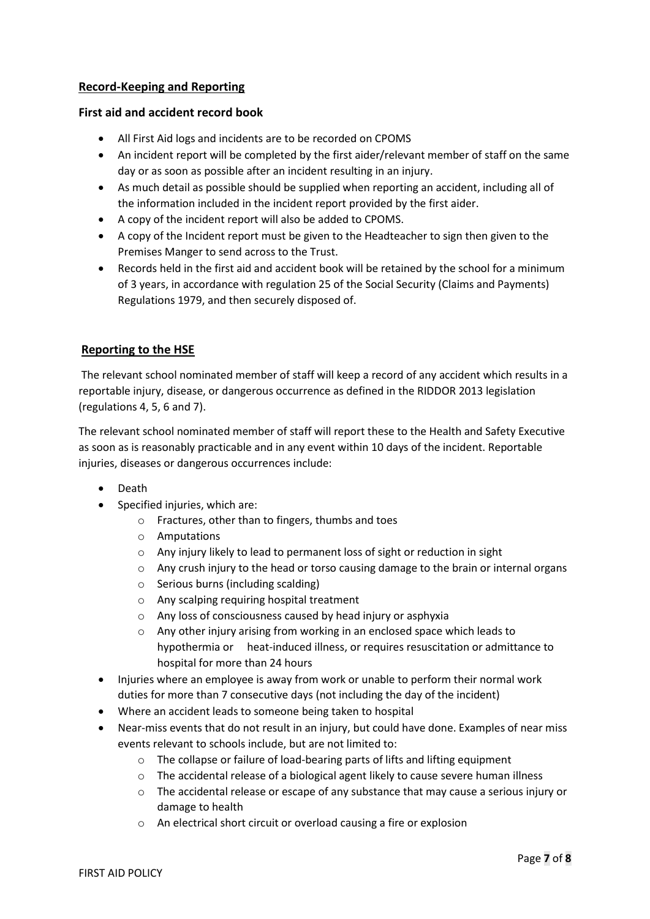**Record-Keeping and Reporting**

**First aid and accident record book**

- All First Aid logs and incidents are to be recorded on CPOMS
- An incident report will be completed by the first aider/relevant member of staff on the same day or as soon as possible after an incident resulting in an injury.
- As much detail as possible should be supplied when reporting an accident, including all of the information included in the incident report provided by the first aider.
- A copy of the incident report will also be added to CPOMS.
- A copy of the Incident report must be given to the Headteacher to sign then given to the Premises Manger to send across to the Trust.
- Records held in the first aid and accident book will be retained by the school for a minimum of 3 years, in accordance with regulation 25 of the Social Security (Claims and Payments) Regulations 1979, and then securely disposed of.

**Reporting to the HSE**

The relevant school nominated member of staff will keep a record of any accident which results in a reportable injury, disease, or dangerous occurrence as defined in the RIDDOR 2013 legislation (regulations 4, 5, 6 and 7).

The relevant school nominated member of staff will report these to the Health and Safety Executive as soon as is reasonably practicable and in any event within 10 days of the incident. Reportable injuries, diseases or dangerous occurrences include:

- Death
- Specified injuries, which are:
  - Fractures, other than to fingers, thumbs and toes
  - Amputations
  - Any injury likely to lead to permanent loss of sight or reduction in sight
  - Any crush injury to the head or torso causing damage to the brain or internal organs
  - Serious burns (including scalding)
  - Any scalping requiring hospital treatment
  - Any loss of consciousness caused by head injury or asphyxia
  - Any other injury arising from working in an enclosed space which leads to hypothermia or heat-induced illness, or requires resuscitation or admittance to hospital for more than 24 hours
- Injuries where an employee is away from work or unable to perform their normal work duties for more than 7 consecutive days (not including the day of the incident)
- Where an accident leads to someone being taken to hospital
- Near-miss events that do not result in an injury, but could have done. Examples of near miss events relevant to schools include, but are not limited to:
  - The collapse or failure of load-bearing parts of lifts and lifting equipment
  - The accidental release of a biological agent likely to cause severe human illness
  - The accidental release or escape of any substance that may cause a serious injury or damage to health
  - An electrical short circuit or overload causing a fire or explosion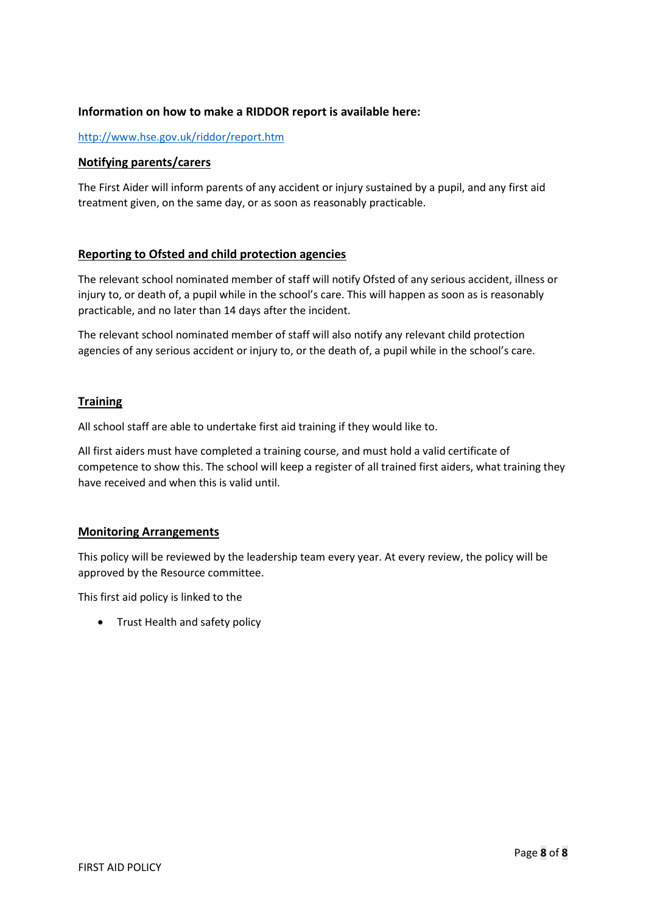**Information on how to make a RIDDOR report is available here:**

[http://www.hse.gov.uk/riddor/report.htm](http://www.hse.gov.uk/riddor/report.htm)

## Notifying parents/carers

The First Aider will inform parents of any accident or injury sustained by a pupil, and any first aid treatment given, on the same day, or as soon as reasonably practicable.

## Reporting to Ofsted and child protection agencies

The relevant school nominated member of staff will notify Ofsted of any serious accident, illness or injury to, or death of, a pupil while in the school's care. This will happen as soon as is reasonably practicable, and no later than 14 days after the incident.

The relevant school nominated member of staff will also notify any relevant child protection agencies of any serious accident or injury to, or the death of, a pupil while in the school's care.

## Training

All school staff are able to undertake first aid training if they would like to.

All first aiders must have completed a training course, and must hold a valid certificate of competence to show this. The school will keep a register of all trained first aiders, what training they have received and when this is valid until.

## Monitoring Arrangements

This policy will be reviewed by the leadership team every year. At every review, the policy will be approved by the Resource committee.

This first aid policy is linked to the

- Trust Health and safety policy